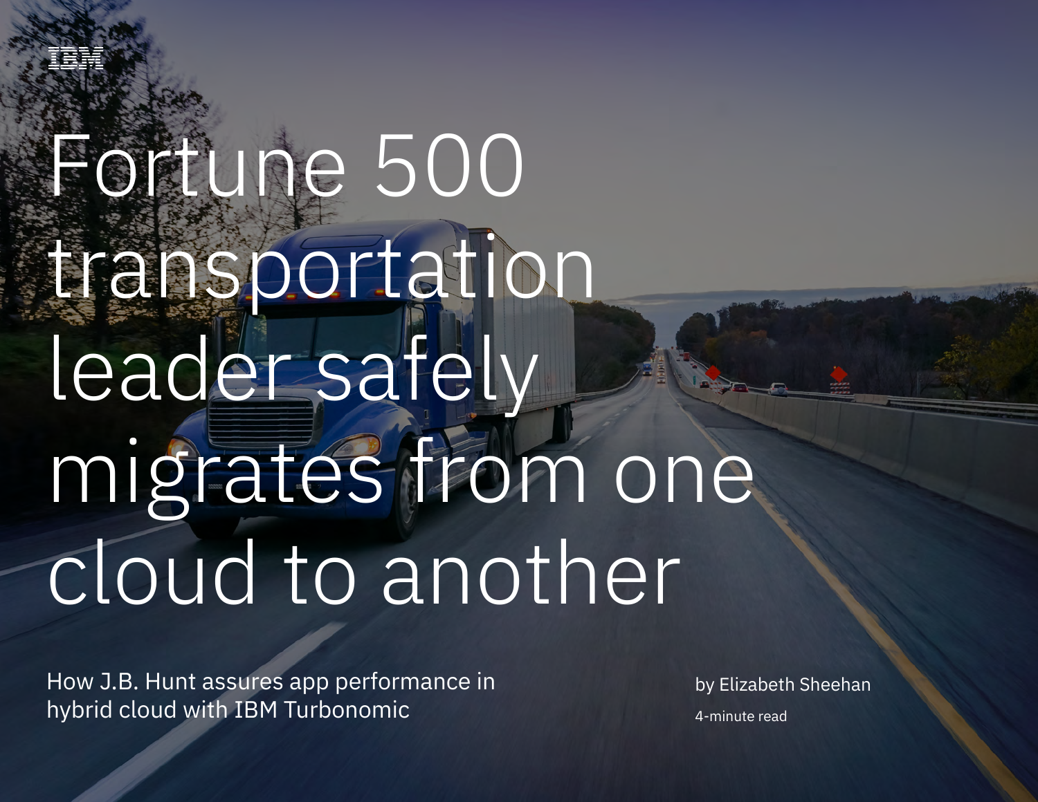IBM

# Fortune 500 transportation leader safely migrates from one cloud to another

How J.B. Hunt assures app performance in hybrid cloud with IBM Turbonomic

by Elizabeth Sheehan

4-minute read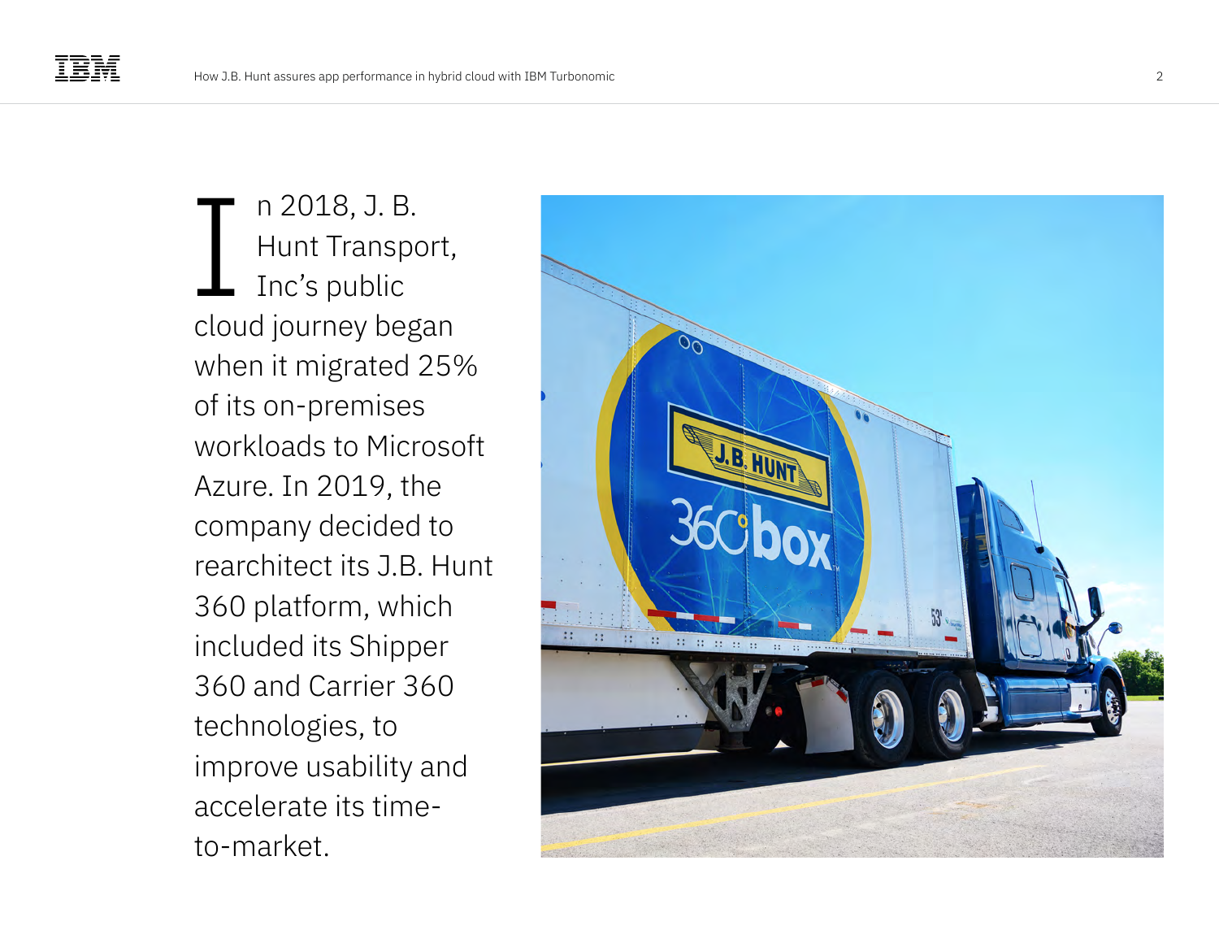In 2018, J. B. Hunt Transport, Inc's public cloud journey began when it migrated 25% of its on-premises workloads to Microsoft Azure. In 2019, the company decided to rearchitect its J.B. Hunt 360 platform, which included its Shipper 360 and Carrier 360 technologies, to improve usability and accelerate its time-to-market.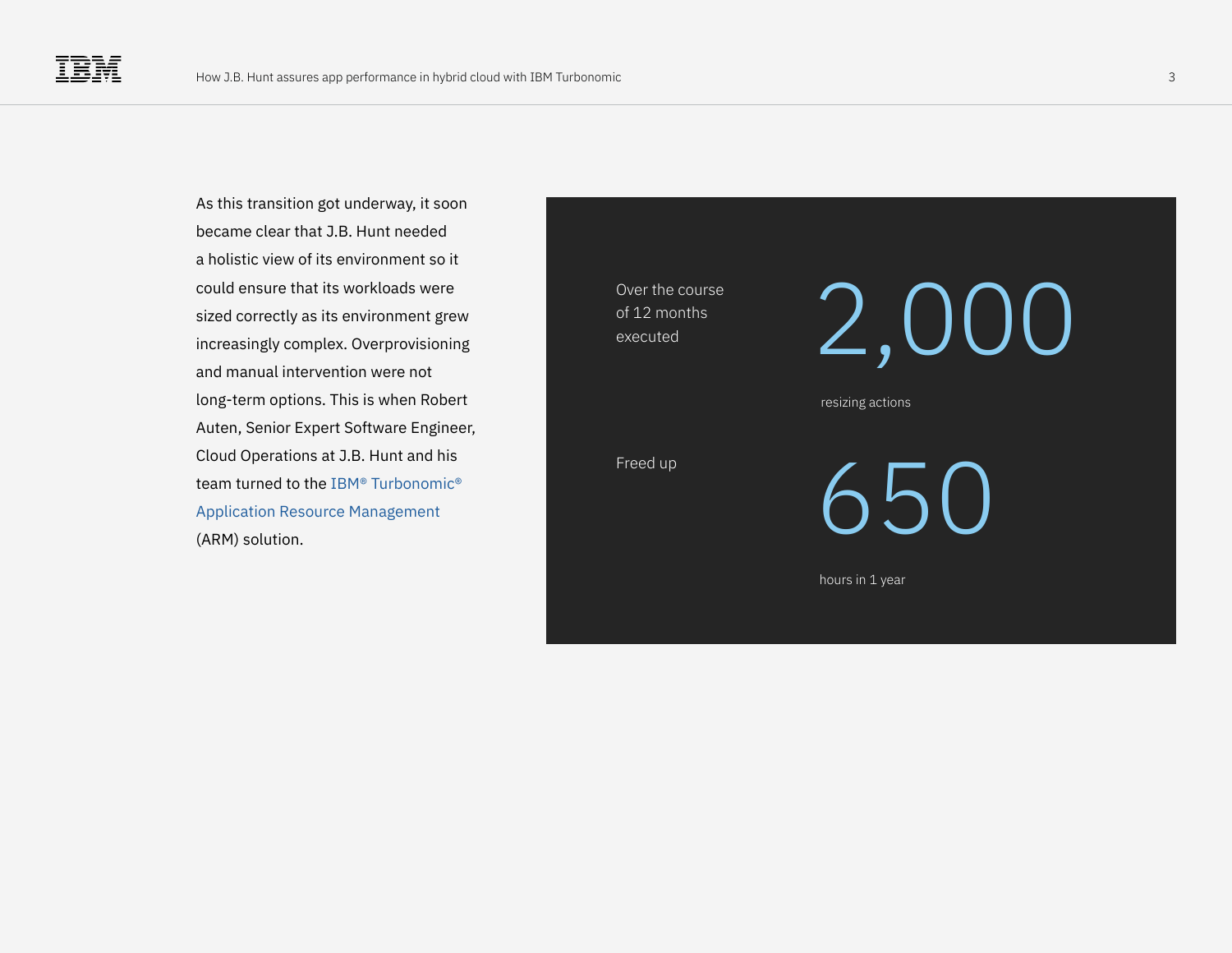As this transition got underway, it soon became clear that J.B. Hunt needed a holistic view of its environment so it could ensure that its workloads were sized correctly as its environment grew increasingly complex. Overprovisioning and manual intervention were not long-term options. This is when Robert Auten, Senior Expert Software Engineer, Cloud Operations at J.B. Hunt and his team turned to the IBM® Turbonomic® Application Resource Management (ARM) solution.

Over the course of 12 months executed

**2,000**

resizing actions

Freed up

**650**

hours in 1 year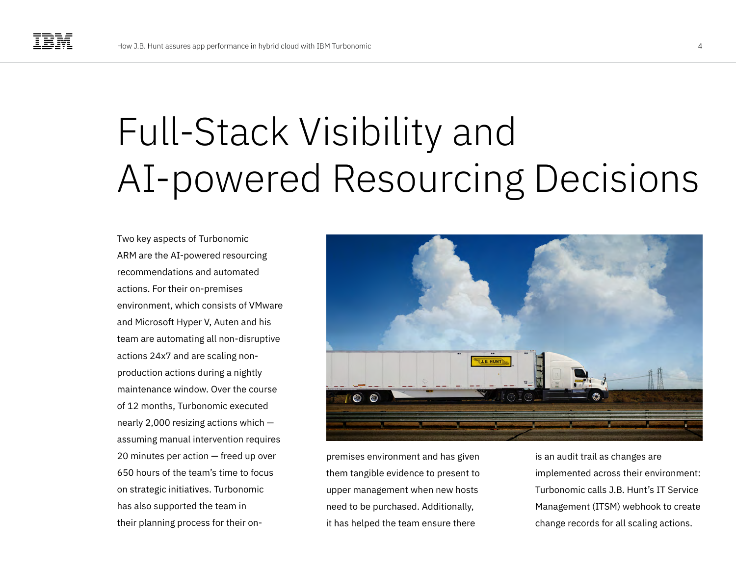# Full-Stack Visibility and AI-powered Resourcing Decisions

Two key aspects of Turbonomic ARM are the AI-powered resourcing recommendations and automated actions. For their on-premises environment, which consists of VMware and Microsoft Hyper V, Auten and his team are automating all non-disruptive actions 24x7 and are scaling non-production actions during a nightly maintenance window. Over the course of 12 months, Turbonomic executed nearly 2,000 resizing actions which — assuming manual intervention requires 20 minutes per action — freed up over 650 hours of the team's time to focus on strategic initiatives. Turbonomic has also supported the team in their planning process for their on-premises environment and has given them tangible evidence to present to upper management when new hosts need to be purchased. Additionally, it has helped the team ensure there is an audit trail as changes are implemented across their environment: Turbonomic calls J.B. Hunt's IT Service Management (ITSM) webhook to create change records for all scaling actions.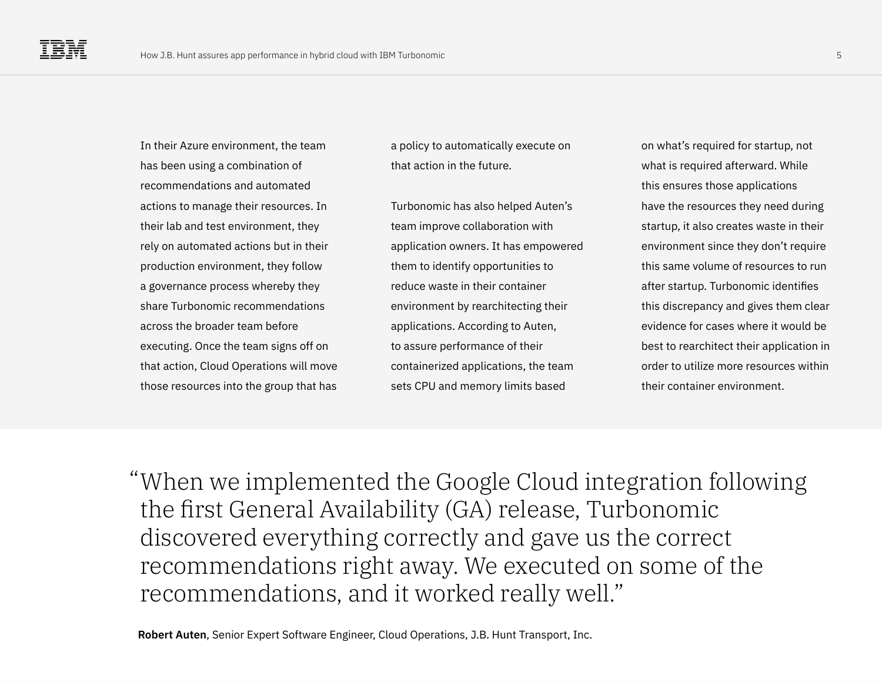In their Azure environment, the team has been using a combination of recommendations and automated actions to manage their resources. In their lab and test environment, they rely on automated actions but in their production environment, they follow a governance process whereby they share Turbonomic recommendations across the broader team before executing. Once the team signs off on that action, Cloud Operations will move those resources into the group that has a policy to automatically execute on that action in the future.

Turbonomic has also helped Auten's team improve collaboration with application owners. It has empowered them to identify opportunities to reduce waste in their container environment by rearchitecting their applications. According to Auten, to assure performance of their containerized applications, the team sets CPU and memory limits based on what's required for startup, not what is required afterward. While this ensures those applications have the resources they need during startup, it also creates waste in their environment since they don't require this same volume of resources to run after startup. Turbonomic identifies this discrepancy and gives them clear evidence for cases where it would be best to rearchitect their application in order to utilize more resources within their container environment.

> "When we implemented the Google Cloud integration following the first General Availability (GA) release, Turbonomic discovered everything correctly and gave us the correct recommendations right away. We executed on some of the recommendations, and it worked really well."

**Robert Auten**, Senior Expert Software Engineer, Cloud Operations, J.B. Hunt Transport, Inc.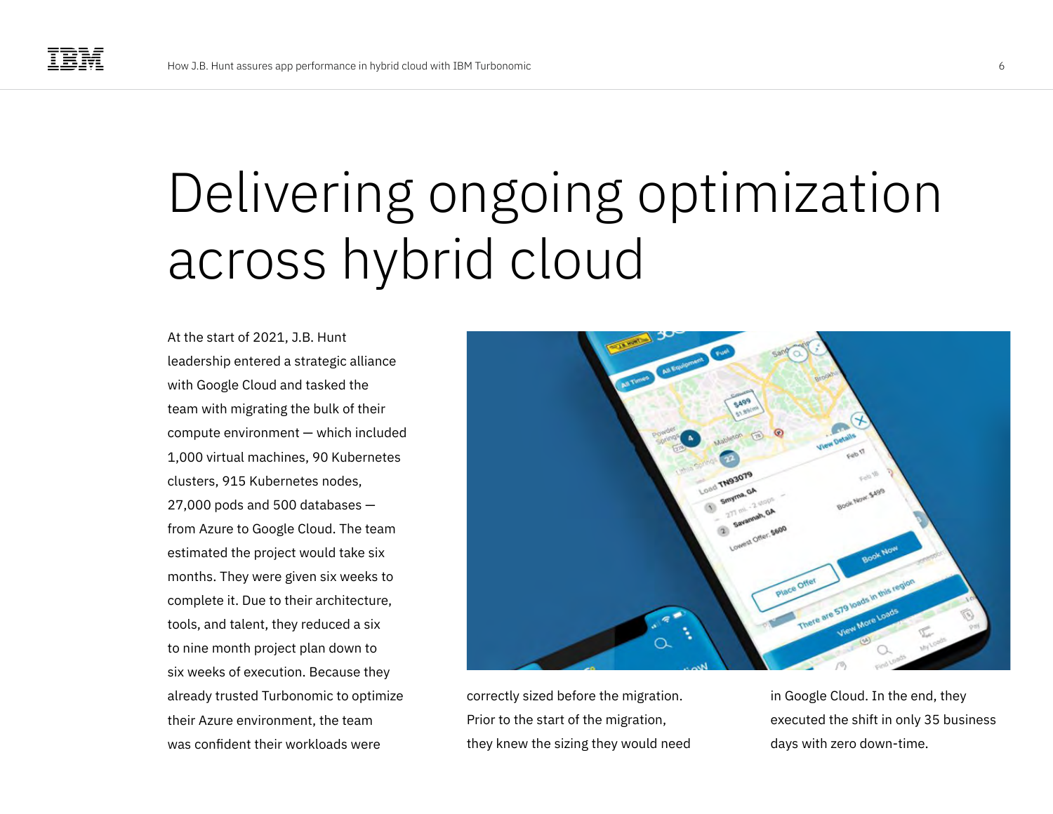# Delivering ongoing optimization across hybrid cloud

At the start of 2021, J.B. Hunt leadership entered a strategic alliance with Google Cloud and tasked the team with migrating the bulk of their compute environment — which included 1,000 virtual machines, 90 Kubernetes clusters, 915 Kubernetes nodes, 27,000 pods and 500 databases — from Azure to Google Cloud. The team estimated the project would take six months. They were given six weeks to complete it. Due to their architecture, tools, and talent, they reduced a six to nine month project plan down to six weeks of execution. Because they already trusted Turbonomic to optimize their Azure environment, the team was confident their workloads were correctly sized before the migration. Prior to the start of the migration, they knew the sizing they would need in Google Cloud. In the end, they executed the shift in only 35 business days with zero down-time.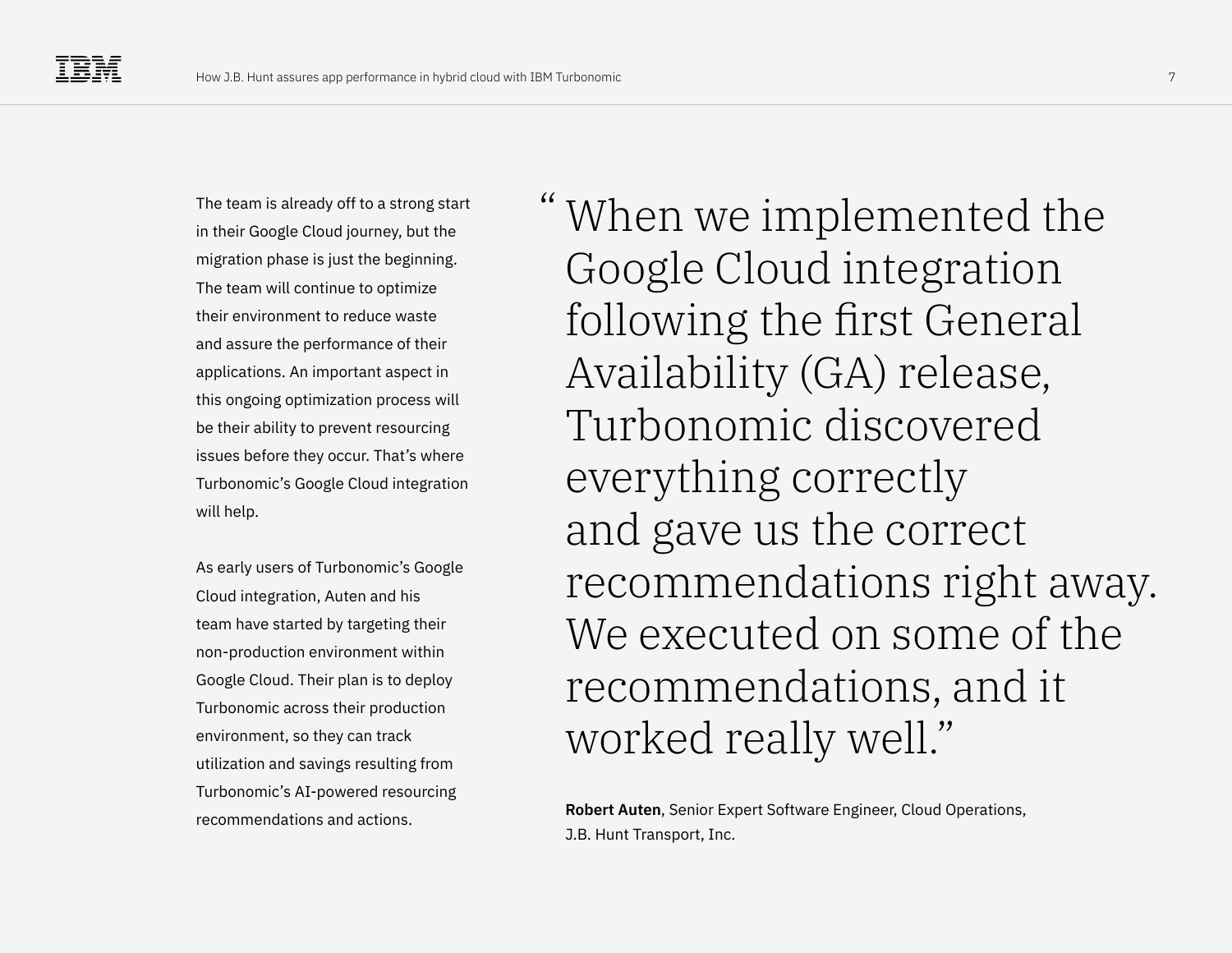The team is already off to a strong start in their Google Cloud journey, but the migration phase is just the beginning. The team will continue to optimize their environment to reduce waste and assure the performance of their applications. An important aspect in this ongoing optimization process will be their ability to prevent resourcing issues before they occur. That's where Turbonomic's Google Cloud integration will help.

As early users of Turbonomic's Google Cloud integration, Auten and his team have started by targeting their non-production environment within Google Cloud. Their plan is to deploy Turbonomic across their production environment, so they can track utilization and savings resulting from Turbonomic's AI-powered resourcing recommendations and actions.

> "When we implemented the Google Cloud integration following the first General Availability (GA) release, Turbonomic discovered everything correctly and gave us the correct recommendations right away. We executed on some of the recommendations, and it worked really well."

**Robert Auten**, Senior Expert Software Engineer, Cloud Operations, J.B. Hunt Transport, Inc.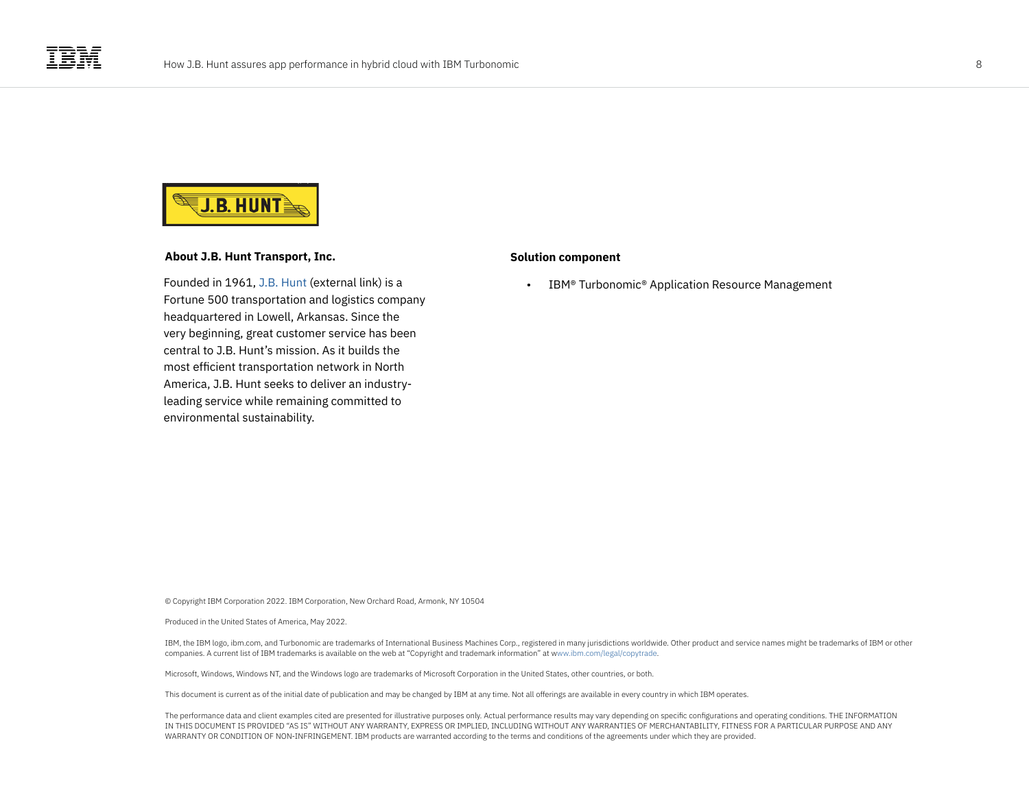## About J.B. Hunt Transport, Inc.

Founded in 1961, J.B. Hunt (external link) is a Fortune 500 transportation and logistics company headquartered in Lowell, Arkansas. Since the very beginning, great customer service has been central to J.B. Hunt's mission. As it builds the most efficient transportation network in North America, J.B. Hunt seeks to deliver an industry-leading service while remaining committed to environmental sustainability.

## Solution component

- IBM® Turbonomic® Application Resource Management

© Copyright IBM Corporation 2022. IBM Corporation, New Orchard Road, Armonk, NY 10504

Produced in the United States of America, May 2022.

IBM, the IBM logo, ibm.com, and Turbonomic are trademarks of International Business Machines Corp., registered in many jurisdictions worldwide. Other product and service names might be trademarks of IBM or other companies. A current list of IBM trademarks is available on the web at "Copyright and trademark information" at www.ibm.com/legal/copytrade.

Microsoft, Windows, Windows NT, and the Windows logo are trademarks of Microsoft Corporation in the United States, other countries, or both.

This document is current as of the initial date of publication and may be changed by IBM at any time. Not all offerings are available in every country in which IBM operates.

The performance data and client examples cited are presented for illustrative purposes only. Actual performance results may vary depending on specific configurations and operating conditions. THE INFORMATION IN THIS DOCUMENT IS PROVIDED "AS IS" WITHOUT ANY WARRANTY, EXPRESS OR IMPLIED, INCLUDING WITHOUT ANY WARRANTIES OF MERCHANTABILITY, FITNESS FOR A PARTICULAR PURPOSE AND ANY WARRANTY OR CONDITION OF NON-INFRINGEMENT. IBM products are warranted according to the terms and conditions of the agreements under which they are provided.